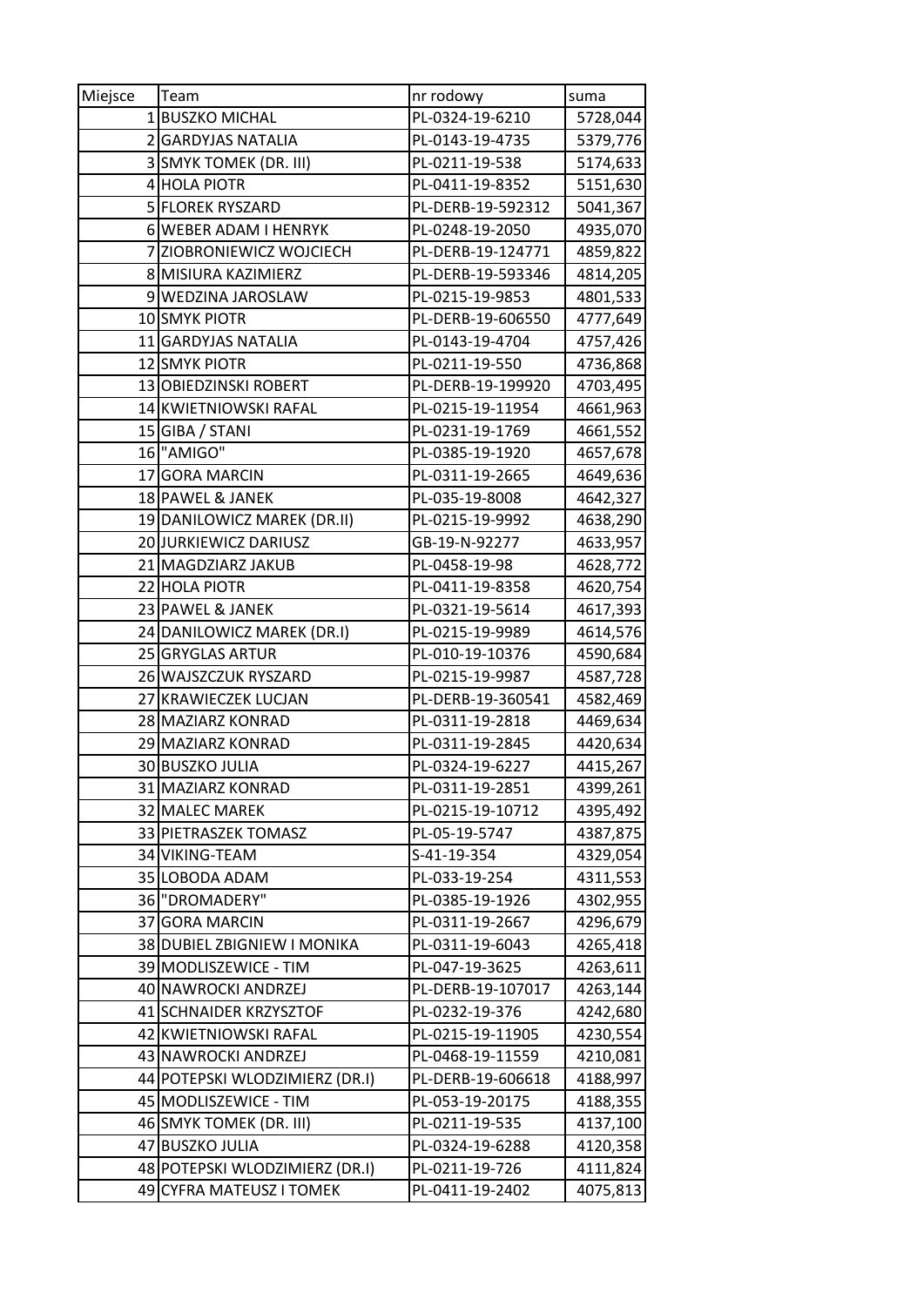| Miejsce | Team | nr rodowy | suma |
|---|---|---|---|
| 1 | BUSZKO MICHAL | PL-0324-19-6210 | 5728,044 |
| 2 | GARDYJAS NATALIA | PL-0143-19-4735 | 5379,776 |
| 3 | SMYK TOMEK (DR. III) | PL-0211-19-538 | 5174,633 |
| 4 | HOLA PIOTR | PL-0411-19-8352 | 5151,630 |
| 5 | FLOREK RYSZARD | PL-DERB-19-592312 | 5041,367 |
| 6 | WEBER ADAM I HENRYK | PL-0248-19-2050 | 4935,070 |
| 7 | ZIOBRONIEWICZ WOJCIECH | PL-DERB-19-124771 | 4859,822 |
| 8 | MISIURA KAZIMIERZ | PL-DERB-19-593346 | 4814,205 |
| 9 | WEDZINA JAROSLAW | PL-0215-19-9853 | 4801,533 |
| 10 | SMYK PIOTR | PL-DERB-19-606550 | 4777,649 |
| 11 | GARDYJAS NATALIA | PL-0143-19-4704 | 4757,426 |
| 12 | SMYK PIOTR | PL-0211-19-550 | 4736,868 |
| 13 | OBIEDZINSKI ROBERT | PL-DERB-19-199920 | 4703,495 |
| 14 | KWIETNIOWSKI RAFAL | PL-0215-19-11954 | 4661,963 |
| 15 | GIBA / STANI | PL-0231-19-1769 | 4661,552 |
| 16 | "AMIGO" | PL-0385-19-1920 | 4657,678 |
| 17 | GORA MARCIN | PL-0311-19-2665 | 4649,636 |
| 18 | PAWEL & JANEK | PL-035-19-8008 | 4642,327 |
| 19 | DANILOWICZ MAREK (DR.II) | PL-0215-19-9992 | 4638,290 |
| 20 | JURKIEWICZ DARIUSZ | GB-19-N-92277 | 4633,957 |
| 21 | MAGDZIARZ JAKUB | PL-0458-19-98 | 4628,772 |
| 22 | HOLA PIOTR | PL-0411-19-8358 | 4620,754 |
| 23 | PAWEL & JANEK | PL-0321-19-5614 | 4617,393 |
| 24 | DANILOWICZ MAREK (DR.I) | PL-0215-19-9989 | 4614,576 |
| 25 | GRYGLAS ARTUR | PL-010-19-10376 | 4590,684 |
| 26 | WAJSZCZUK RYSZARD | PL-0215-19-9987 | 4587,728 |
| 27 | KRAWIECZEK LUCJAN | PL-DERB-19-360541 | 4582,469 |
| 28 | MAZIARZ KONRAD | PL-0311-19-2818 | 4469,634 |
| 29 | MAZIARZ KONRAD | PL-0311-19-2845 | 4420,634 |
| 30 | BUSZKO JULIA | PL-0324-19-6227 | 4415,267 |
| 31 | MAZIARZ KONRAD | PL-0311-19-2851 | 4399,261 |
| 32 | MALEC MAREK | PL-0215-19-10712 | 4395,492 |
| 33 | PIETRASZEK TOMASZ | PL-05-19-5747 | 4387,875 |
| 34 | VIKING-TEAM | S-41-19-354 | 4329,054 |
| 35 | LOBODA ADAM | PL-033-19-254 | 4311,553 |
| 36 | "DROMADERY" | PL-0385-19-1926 | 4302,955 |
| 37 | GORA MARCIN | PL-0311-19-2667 | 4296,679 |
| 38 | DUBIEL ZBIGNIEW I MONIKA | PL-0311-19-6043 | 4265,418 |
| 39 | MODLISZEWICE - TIM | PL-047-19-3625 | 4263,611 |
| 40 | NAWROCKI ANDRZEJ | PL-DERB-19-107017 | 4263,144 |
| 41 | SCHNAIDER KRZYSZTOF | PL-0232-19-376 | 4242,680 |
| 42 | KWIETNIOWSKI RAFAL | PL-0215-19-11905 | 4230,554 |
| 43 | NAWROCKI ANDRZEJ | PL-0468-19-11559 | 4210,081 |
| 44 | POTEPSKI WLODZIMIERZ (DR.I) | PL-DERB-19-606618 | 4188,997 |
| 45 | MODLISZEWICE - TIM | PL-053-19-20175 | 4188,355 |
| 46 | SMYK TOMEK (DR. III) | PL-0211-19-535 | 4137,100 |
| 47 | BUSZKO JULIA | PL-0324-19-6288 | 4120,358 |
| 48 | POTEPSKI WLODZIMIERZ (DR.I) | PL-0211-19-726 | 4111,824 |
| 49 | CYFRA MATEUSZ I TOMEK | PL-0411-19-2402 | 4075,813 |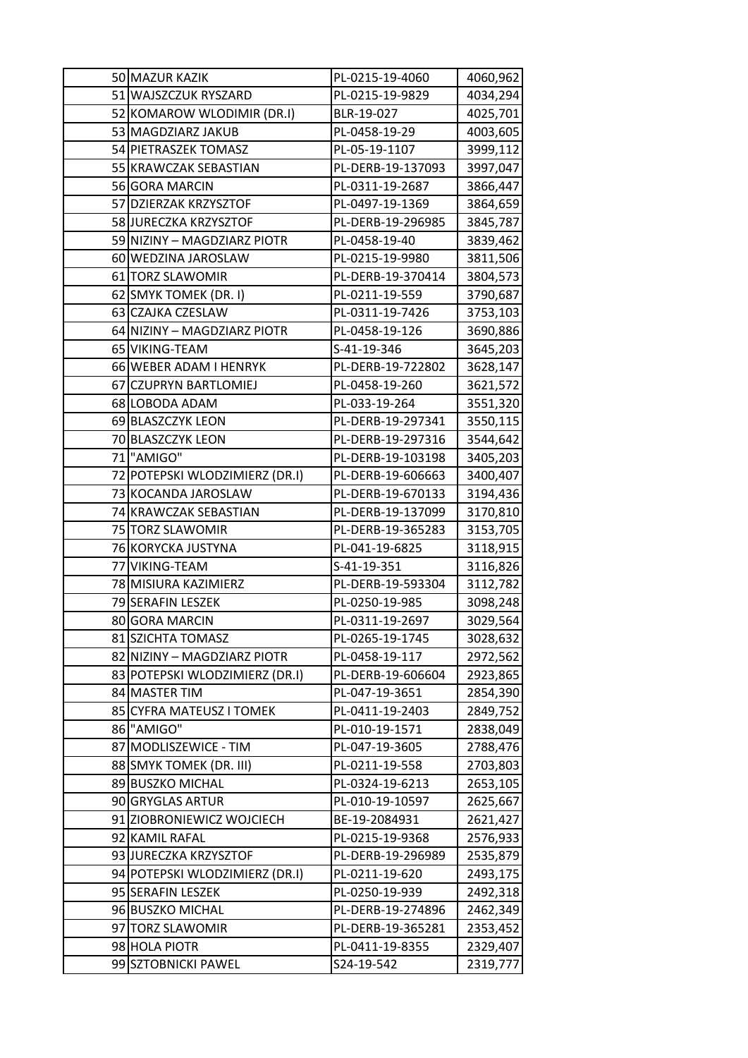| | | | |
|---|---|---|---|
| 50 | MAZUR KAZIK | PL-0215-19-4060 | 4060,962 |
| 51 | WAJSZCZUK RYSZARD | PL-0215-19-9829 | 4034,294 |
| 52 | KOMAROW WLODIMIR (DR.I) | BLR-19-027 | 4025,701 |
| 53 | MAGDZIARZ JAKUB | PL-0458-19-29 | 4003,605 |
| 54 | PIETRASZEK TOMASZ | PL-05-19-1107 | 3999,112 |
| 55 | KRAWCZAK SEBASTIAN | PL-DERB-19-137093 | 3997,047 |
| 56 | GORA MARCIN | PL-0311-19-2687 | 3866,447 |
| 57 | DZIERZAK KRZYSZTOF | PL-0497-19-1369 | 3864,659 |
| 58 | JURECZKA KRZYSZTOF | PL-DERB-19-296985 | 3845,787 |
| 59 | NIZINY – MAGDZIARZ PIOTR | PL-0458-19-40 | 3839,462 |
| 60 | WEDZINA JAROSLAW | PL-0215-19-9980 | 3811,506 |
| 61 | TORZ SLAWOMIR | PL-DERB-19-370414 | 3804,573 |
| 62 | SMYK TOMEK (DR. I) | PL-0211-19-559 | 3790,687 |
| 63 | CZAJKA CZESLAW | PL-0311-19-7426 | 3753,103 |
| 64 | NIZINY – MAGDZIARZ PIOTR | PL-0458-19-126 | 3690,886 |
| 65 | VIKING-TEAM | S-41-19-346 | 3645,203 |
| 66 | WEBER ADAM I HENRYK | PL-DERB-19-722802 | 3628,147 |
| 67 | CZUPRYN BARTLOMIEJ | PL-0458-19-260 | 3621,572 |
| 68 | LOBODA ADAM | PL-033-19-264 | 3551,320 |
| 69 | BLASZCZYK LEON | PL-DERB-19-297341 | 3550,115 |
| 70 | BLASZCZYK LEON | PL-DERB-19-297316 | 3544,642 |
| 71 | "AMIGO" | PL-DERB-19-103198 | 3405,203 |
| 72 | POTEPSKI WLODZIMIERZ (DR.I) | PL-DERB-19-606663 | 3400,407 |
| 73 | KOCANDA JAROSLAW | PL-DERB-19-670133 | 3194,436 |
| 74 | KRAWCZAK SEBASTIAN | PL-DERB-19-137099 | 3170,810 |
| 75 | TORZ SLAWOMIR | PL-DERB-19-365283 | 3153,705 |
| 76 | KORYCKA JUSTYNA | PL-041-19-6825 | 3118,915 |
| 77 | VIKING-TEAM | S-41-19-351 | 3116,826 |
| 78 | MISIURA KAZIMIERZ | PL-DERB-19-593304 | 3112,782 |
| 79 | SERAFIN LESZEK | PL-0250-19-985 | 3098,248 |
| 80 | GORA MARCIN | PL-0311-19-2697 | 3029,564 |
| 81 | SZICHTA TOMASZ | PL-0265-19-1745 | 3028,632 |
| 82 | NIZINY – MAGDZIARZ PIOTR | PL-0458-19-117 | 2972,562 |
| 83 | POTEPSKI WLODZIMIERZ (DR.I) | PL-DERB-19-606604 | 2923,865 |
| 84 | MASTER TIM | PL-047-19-3651 | 2854,390 |
| 85 | CYFRA MATEUSZ I TOMEK | PL-0411-19-2403 | 2849,752 |
| 86 | "AMIGO" | PL-010-19-1571 | 2838,049 |
| 87 | MODLISZEWICE - TIM | PL-047-19-3605 | 2788,476 |
| 88 | SMYK TOMEK (DR. III) | PL-0211-19-558 | 2703,803 |
| 89 | BUSZKO MICHAL | PL-0324-19-6213 | 2653,105 |
| 90 | GRYGLAS ARTUR | PL-010-19-10597 | 2625,667 |
| 91 | ZIOBRONIEWICZ WOJCIECH | BE-19-2084931 | 2621,427 |
| 92 | KAMIL RAFAL | PL-0215-19-9368 | 2576,933 |
| 93 | JURECZKA KRZYSZTOF | PL-DERB-19-296989 | 2535,879 |
| 94 | POTEPSKI WLODZIMIERZ (DR.I) | PL-0211-19-620 | 2493,175 |
| 95 | SERAFIN LESZEK | PL-0250-19-939 | 2492,318 |
| 96 | BUSZKO MICHAL | PL-DERB-19-274896 | 2462,349 |
| 97 | TORZ SLAWOMIR | PL-DERB-19-365281 | 2353,452 |
| 98 | HOLA PIOTR | PL-0411-19-8355 | 2329,407 |
| 99 | SZTOBNICKI PAWEL | S24-19-542 | 2319,777 |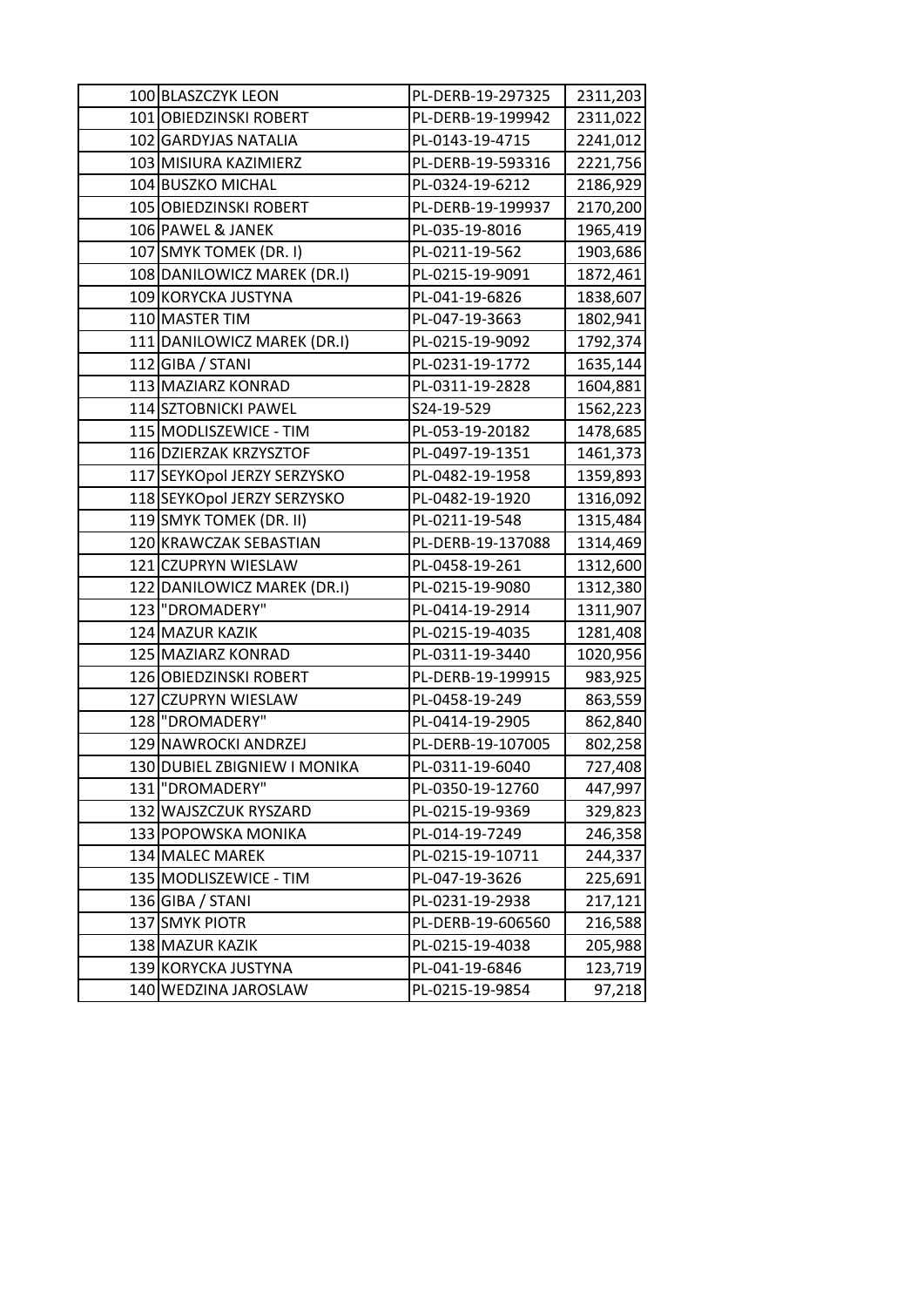| | | | |
|---|---|---|---|
| 100 | BLASZCZYK LEON | PL-DERB-19-297325 | 2311,203 |
| 101 | OBIEDZINSKI ROBERT | PL-DERB-19-199942 | 2311,022 |
| 102 | GARDYJAS NATALIA | PL-0143-19-4715 | 2241,012 |
| 103 | MISIURA KAZIMIERZ | PL-DERB-19-593316 | 2221,756 |
| 104 | BUSZKO MICHAL | PL-0324-19-6212 | 2186,929 |
| 105 | OBIEDZINSKI ROBERT | PL-DERB-19-199937 | 2170,200 |
| 106 | PAWEL & JANEK | PL-035-19-8016 | 1965,419 |
| 107 | SMYK TOMEK (DR. I) | PL-0211-19-562 | 1903,686 |
| 108 | DANILOWICZ MAREK (DR.I) | PL-0215-19-9091 | 1872,461 |
| 109 | KORYCKA JUSTYNA | PL-041-19-6826 | 1838,607 |
| 110 | MASTER TIM | PL-047-19-3663 | 1802,941 |
| 111 | DANILOWICZ MAREK (DR.I) | PL-0215-19-9092 | 1792,374 |
| 112 | GIBA / STANI | PL-0231-19-1772 | 1635,144 |
| 113 | MAZIARZ KONRAD | PL-0311-19-2828 | 1604,881 |
| 114 | SZTOBNICKI PAWEL | S24-19-529 | 1562,223 |
| 115 | MODLISZEWICE - TIM | PL-053-19-20182 | 1478,685 |
| 116 | DZIERZAK KRZYSZTOF | PL-0497-19-1351 | 1461,373 |
| 117 | SEYKOpol JERZY SERZYSKO | PL-0482-19-1958 | 1359,893 |
| 118 | SEYKOpol JERZY SERZYSKO | PL-0482-19-1920 | 1316,092 |
| 119 | SMYK TOMEK (DR. II) | PL-0211-19-548 | 1315,484 |
| 120 | KRAWCZAK SEBASTIAN | PL-DERB-19-137088 | 1314,469 |
| 121 | CZUPRYN WIESLAW | PL-0458-19-261 | 1312,600 |
| 122 | DANILOWICZ MAREK (DR.I) | PL-0215-19-9080 | 1312,380 |
| 123 | "DROMADERY" | PL-0414-19-2914 | 1311,907 |
| 124 | MAZUR KAZIK | PL-0215-19-4035 | 1281,408 |
| 125 | MAZIARZ KONRAD | PL-0311-19-3440 | 1020,956 |
| 126 | OBIEDZINSKI ROBERT | PL-DERB-19-199915 | 983,925 |
| 127 | CZUPRYN WIESLAW | PL-0458-19-249 | 863,559 |
| 128 | "DROMADERY" | PL-0414-19-2905 | 862,840 |
| 129 | NAWROCKI ANDRZEJ | PL-DERB-19-107005 | 802,258 |
| 130 | DUBIEL ZBIGNIEW I MONIKA | PL-0311-19-6040 | 727,408 |
| 131 | "DROMADERY" | PL-0350-19-12760 | 447,997 |
| 132 | WAJSZCZUK RYSZARD | PL-0215-19-9369 | 329,823 |
| 133 | POPOWSKA MONIKA | PL-014-19-7249 | 246,358 |
| 134 | MALEC MAREK | PL-0215-19-10711 | 244,337 |
| 135 | MODLISZEWICE - TIM | PL-047-19-3626 | 225,691 |
| 136 | GIBA / STANI | PL-0231-19-2938 | 217,121 |
| 137 | SMYK PIOTR | PL-DERB-19-606560 | 216,588 |
| 138 | MAZUR KAZIK | PL-0215-19-4038 | 205,988 |
| 139 | KORYCKA JUSTYNA | PL-041-19-6846 | 123,719 |
| 140 | WEDZINA JAROSLAW | PL-0215-19-9854 | 97,218 |